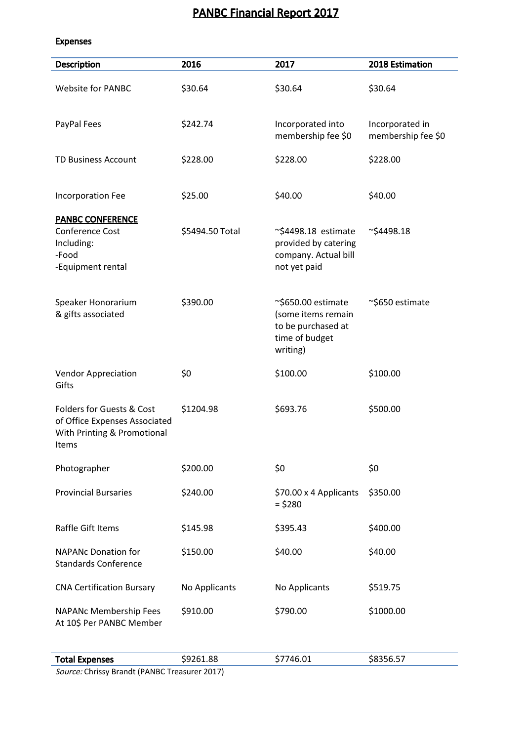# PANBC Financial Report 2017

**Expenses**

| Description | 2016 | 2017 | 2018 Estimation |
|---|---|---|---|
| Website for PANBC | $30.64 | $30.64 | $30.64 |
| PayPal Fees | $242.74 | Incorporated into membership fee $0 | Incorporated in membership fee $0 |
| TD Business Account | $228.00 | $228.00 | $228.00 |
| Incorporation Fee | $25.00 | $40.00 | $40.00 |
| **PANBC CONFERENCE** Conference Cost Including: -Food -Equipment rental | $5494.50 Total | ~$4498.18 estimate provided by catering company. Actual bill not yet paid | ~$4498.18 |
| Speaker Honorarium & gifts associated | $390.00 | ~$650.00 estimate (some items remain to be purchased at time of budget writing) | ~$650 estimate |
| Vendor Appreciation Gifts | $0 | $100.00 | $100.00 |
| Folders for Guests & Cost of Office Expenses Associated With Printing & Promotional Items | $1204.98 | $693.76 | $500.00 |
| Photographer | $200.00 | $0 | $0 |
| Provincial Bursaries | $240.00 | $70.00 x 4 Applicants = $280 | $350.00 |
| Raffle Gift Items | $145.98 | $395.43 | $400.00 |
| NAPANc Donation for Standards Conference | $150.00 | $40.00 | $40.00 |
| CNA Certification Bursary | No Applicants | No Applicants | $519.75 |
| NAPANc Membership Fees At 10$ Per PANBC Member | $910.00 | $790.00 | $1000.00 |
| **Total Expenses** | $9261.88 | $7746.01 | $8356.57 |

*Source:* Chrissy Brandt (PANBC Treasurer 2017)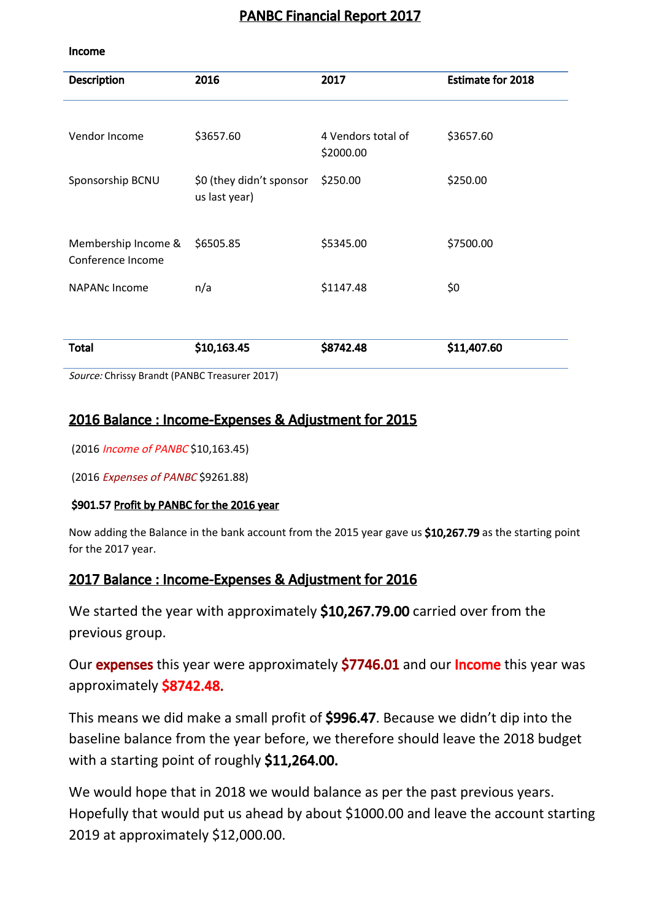# PANBC Financial Report 2017

**Income**

| Description | 2016 | 2017 | Estimate for 2018 |
|---|---|---|---|
| Vendor Income | $3657.60 | 4 Vendors total of $2000.00 | $3657.60 |
| Sponsorship BCNU | $0 (they didn't sponsor us last year) | $250.00 | $250.00 |
| Membership Income & Conference Income | $6505.85 | $5345.00 | $7500.00 |
| NAPANc Income | n/a | $1147.48 | $0 |
| **Total** | **$10,163.45** | **$8742.48** | **$11,407.60** |

*Source:* Chrissy Brandt (PANBC Treasurer 2017)

## 2016 Balance : Income-Expenses & Adjustment for 2015

(2016 *Income of PANBC* $10,163.45)

(2016 *Expenses of PANBC* $9261.88)

**$901.57 Profit by PANBC for the 2016 year**

Now adding the Balance in the bank account from the 2015 year gave us **$10,267.79** as the starting point for the 2017 year.

## 2017 Balance : Income-Expenses & Adjustment for 2016

We started the year with approximately **$10,267.79.00** carried over from the previous group.

Our **expenses** this year were approximately **$7746.01** and our **Income** this year was approximately **$8742.48.**

This means we did make a small profit of **$996.47**. Because we didn't dip into the baseline balance from the year before, we therefore should leave the 2018 budget with a starting point of roughly **$11,264.00.**

We would hope that in 2018 we would balance as per the past previous years. Hopefully that would put us ahead by about $1000.00 and leave the account starting 2019 at approximately $12,000.00.